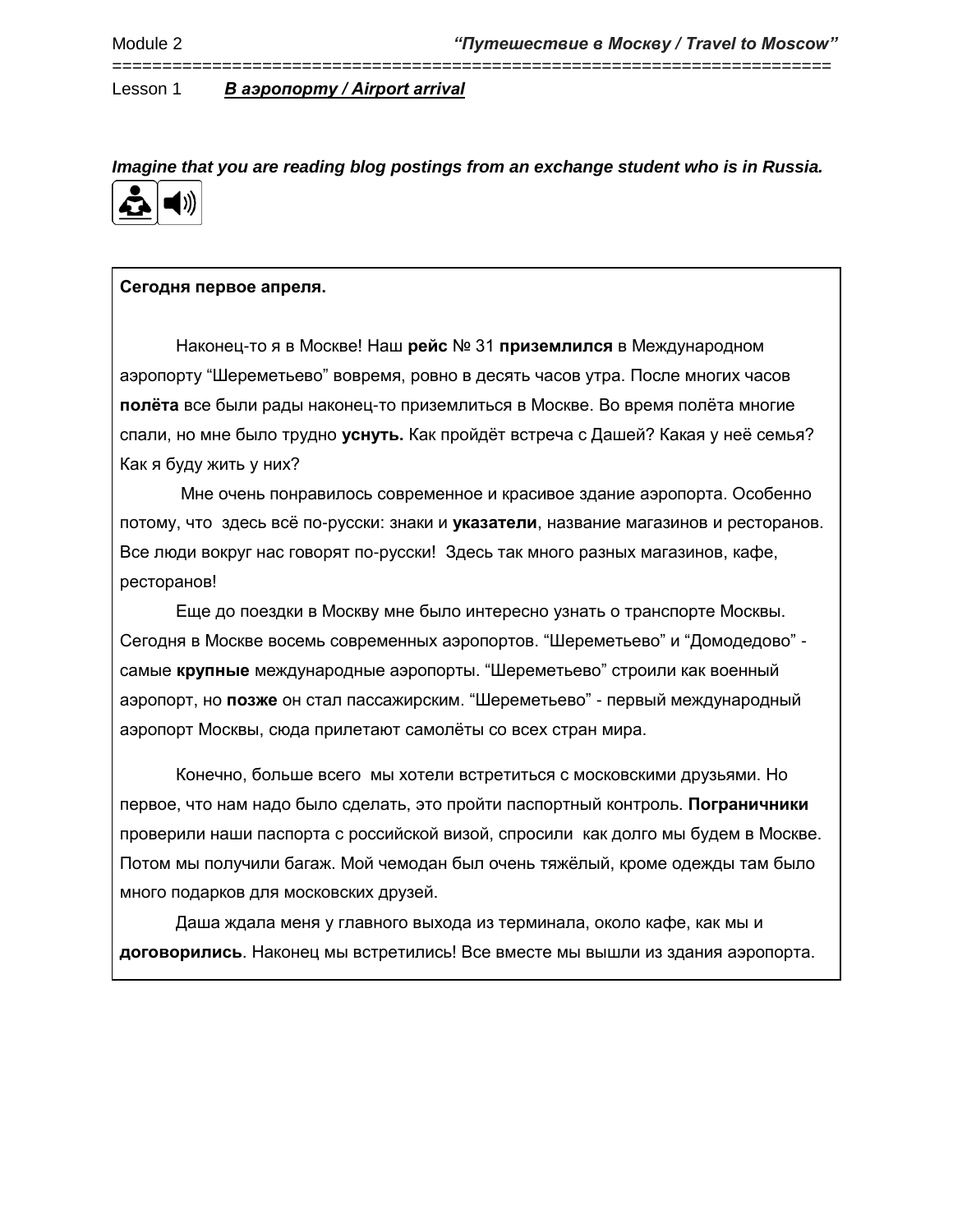Module 2 ***"Путешествие в Москву / Travel to Moscow"***

Lesson 1 ***В аэропорту / Airport arrival***

***Imagine that you are reading blog postings from an exchange student who is in Russia.***

**Сегодня первое апреля.**

Наконец-то я в Москве! Наш **рейс** № 31 **приземлился** в Международном аэропорту "Шереметьево" вовремя, ровно в десять часов утра. После многих часов **полёта** все были рады наконец-то приземлиться в Москве. Во время полёта многие спали, но мне было трудно **уснуть.** Как пройдёт встреча с Дашей? Какая у неё семья? Как я буду жить у них?

Мне очень понравилось современное и красивое здание аэропорта. Особенно потому, что здесь всё по-русски: знаки и **указатели**, название магазинов и ресторанов. Все люди вокруг нас говорят по-русски! Здесь так много разных магазинов, кафе, ресторанов!

Еще до поездки в Москву мне было интересно узнать о транспорте Москвы. Сегодня в Москве восемь современных аэропортов. "Шереметьево" и "Домодедово" - самые **крупные** международные аэропорты. "Шереметьево" строили как военный аэропорт, но **позже** он стал пассажирским. "Шереметьево" - первый международный аэропорт Москвы, сюда прилетают самолёты со всех стран мира.

Конечно, больше всего мы хотели встретиться с московскими друзьями. Но первое, что нам надо было сделать, это пройти паспортный контроль. **Пограничники** проверили наши паспорта с российской визой, спросили как долго мы будем в Москве. Потом мы получили багаж. Мой чемодан был очень тяжёлый, кроме одежды там было много подарков для московских друзей.

Даша ждала меня у главного выхода из терминала, около кафе, как мы и **договорились**. Наконец мы встретились! Все вместе мы вышли из здания аэропорта.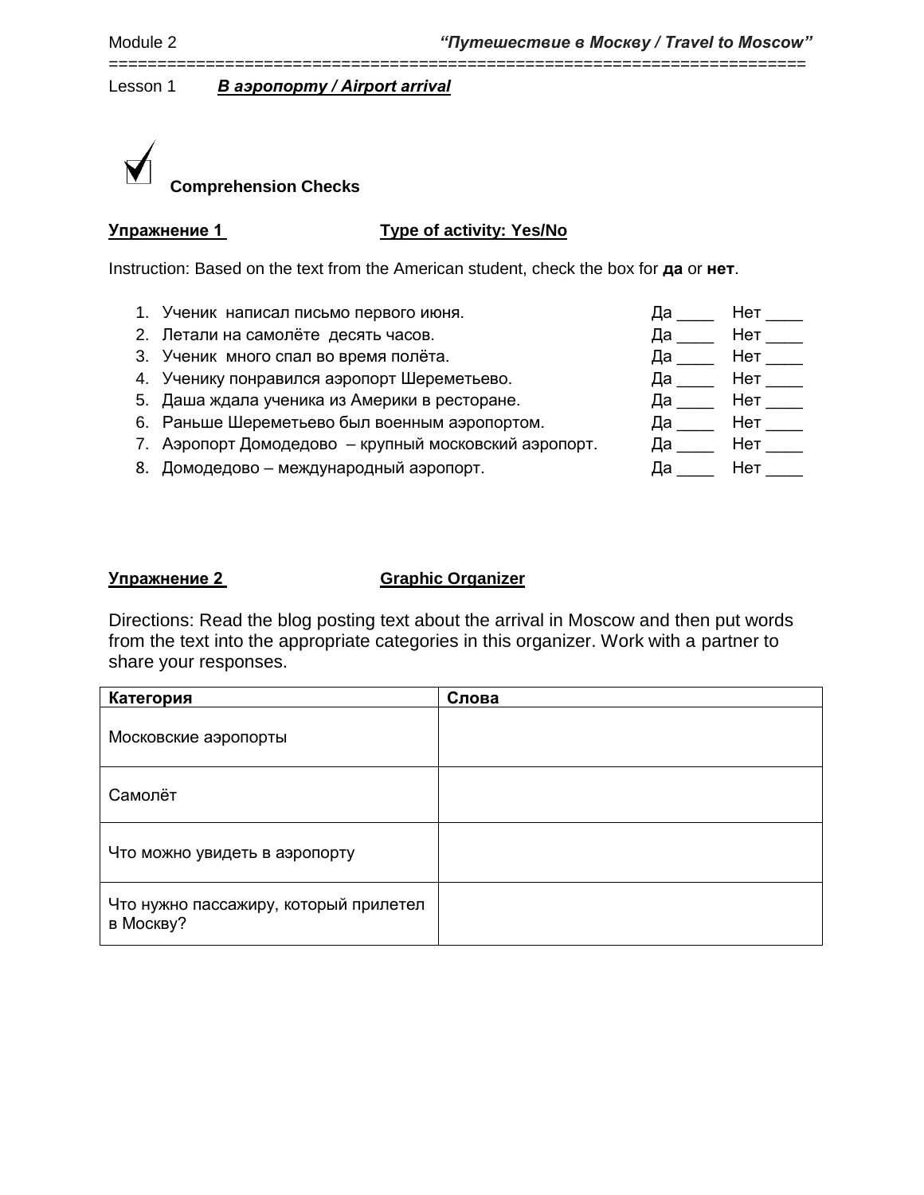Lesson 1 ***В аэропорту / Airport arrival***

**Comprehension Checks**

**Упражнение 1** **Type of activity: Yes/No**

Instruction: Based on the text from the American student, check the box for **да** or **нет**.

1. Ученик написал письмо первого июня. Да ____ Нет ____
2. Летали на самолёте десять часов. Да ____ Нет ____
3. Ученик много спал во время полёта. Да ____ Нет ____
4. Ученику понравился аэропорт Шереметьево. Да ____ Нет ____
5. Даша ждала ученика из Америки в ресторане. Да ____ Нет ____
6. Раньше Шереметьево был военным аэропортом. Да ____ Нет ____
7. Аэропорт Домодедово – крупный московский аэропорт. Да ____ Нет ____
8. Домодедово – международный аэропорт. Да ____ Нет ____

**Упражнение 2** **Graphic Organizer**

Directions: Read the blog posting text about the arrival in Moscow and then put words from the text into the appropriate categories in this organizer. Work with a partner to share your responses.

| Категория | Слова |
|---|---|
| Московские аэропорты | |
| Самолёт | |
| Что можно увидеть в аэропорту | |
| Что нужно пассажиру, который прилетел в Москву? | |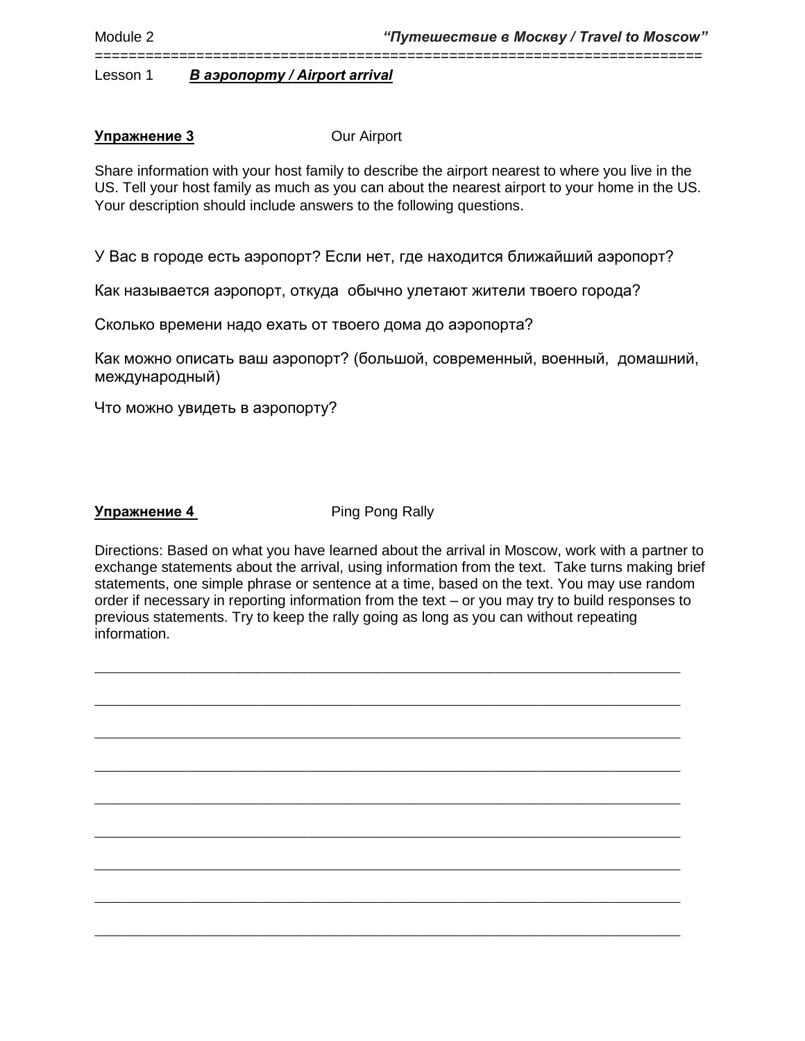Lesson 1 ***В аэропорту / Airport arrival***

**Упражнение 3** Our Airport

Share information with your host family to describe the airport nearest to where you live in the US. Tell your host family as much as you can about the nearest airport to your home in the US. Your description should include answers to the following questions.

У Вас в городе есть аэропорт? Если нет, где находится ближайший аэропорт?

Как называется аэропорт, откуда обычно улетают жители твоего города?

Сколько времени надо ехать от твоего дома до аэропорта?

Как можно описать ваш аэропорт? (большой, современный, военный, домашний, международный)

Что можно увидеть в аэропорту?

**Упражнение 4** Ping Pong Rally

Directions: Based on what you have learned about the arrival in Moscow, work with a partner to exchange statements about the arrival, using information from the text. Take turns making brief statements, one simple phrase or sentence at a time, based on the text. You may use random order if necessary in reporting information from the text – or you may try to build responses to previous statements. Try to keep the rally going as long as you can without repeating information.

______________________________________________________________________

______________________________________________________________________

______________________________________________________________________

______________________________________________________________________

______________________________________________________________________

______________________________________________________________________

______________________________________________________________________

______________________________________________________________________

______________________________________________________________________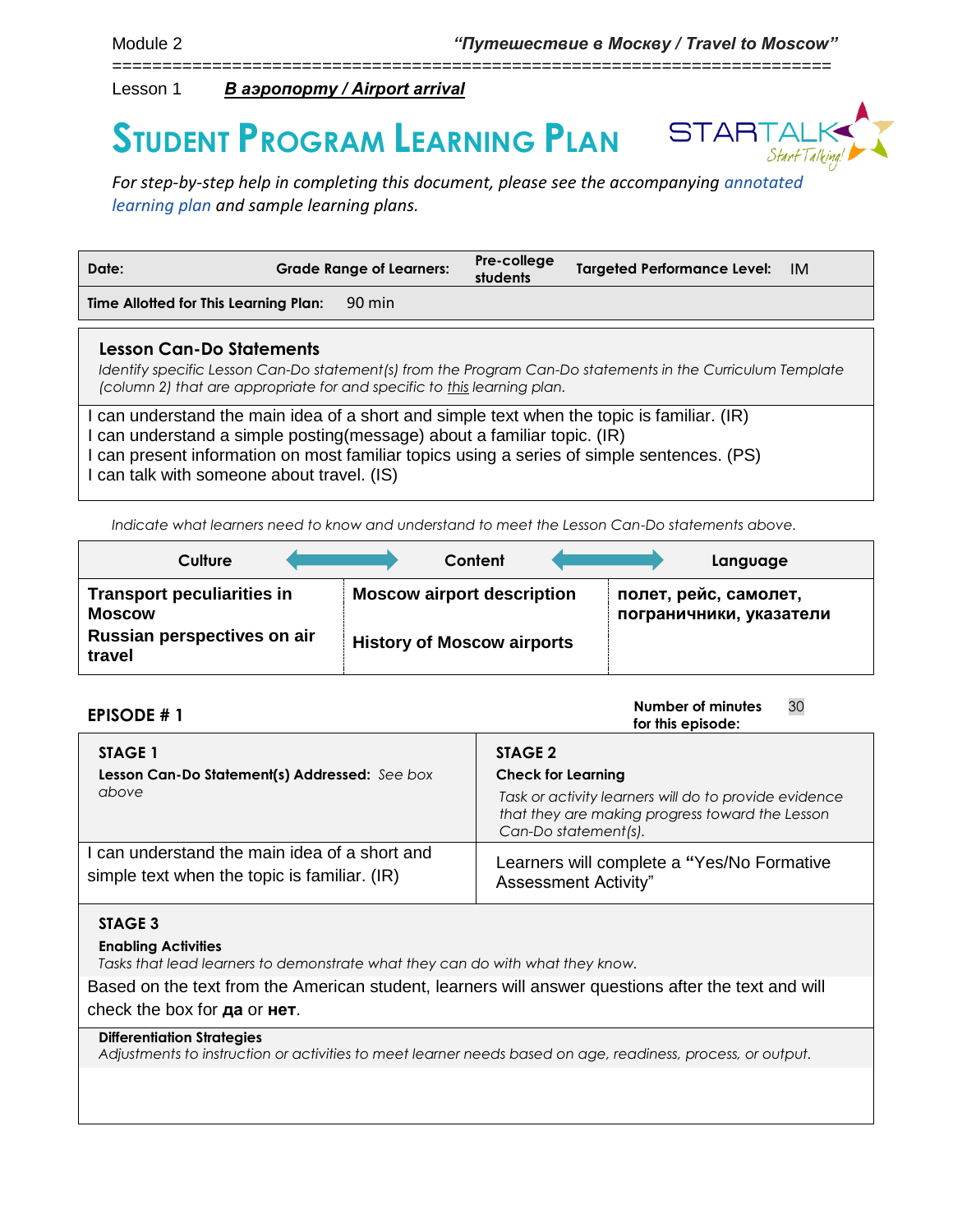Module 2 *"Путешествие в Москву / Travel to Moscow"*

Lesson 1 ***В аэропорту / Airport arrival***

# STUDENT PROGRAM LEARNING PLAN

*For step-by-step help in completing this document, please see the accompanying annotated learning plan and sample learning plans.*

| **Date:** | **Grade Range of Learners:** | **Pre-college students** | **Targeted Performance Level:** | IM |
|---|---|---|---|---|
| **Time Allotted for This Learning Plan:** | 90 min | | | |

## Lesson Can-Do Statements

*Identify specific Lesson Can-Do statement(s) from the Program Can-Do statements in the Curriculum Template (column 2) that are appropriate for and specific to this learning plan.*

I can understand the main idea of a short and simple text when the topic is familiar. (IR)
I can understand a simple posting(message) about a familiar topic. (IR)
I can present information on most familiar topics using a series of simple sentences. (PS)
I can talk with someone about travel. (IS)

*Indicate what learners need to know and understand to meet the Lesson Can-Do statements above.*

| Culture | Content | Language |
|---|---|---|
| **Transport peculiarities in Moscow**<br>**Russian perspectives on air travel** | **Moscow airport description**<br>**History of Moscow airports** | **полет, рейс, самолет, пограничники, указатели** |

## EPISODE # 1

**Number of minutes for this episode:** 30

| **STAGE 1**<br>**Lesson Can-Do Statement(s) Addressed:** *See box above* | **STAGE 2**<br>**Check for Learning**<br>*Task or activity learners will do to provide evidence that they are making progress toward the Lesson Can-Do statement(s).* |
|---|---|
| I can understand the main idea of a short and simple text when the topic is familiar. (IR) | Learners will complete a "Yes/No Formative Assessment Activity" |

**STAGE 3**

**Enabling Activities**

*Tasks that lead learners to demonstrate what they can do with what they know.*

Based on the text from the American student, learners will answer questions after the text and will check the box for **да** or **нет**.

**Differentiation Strategies**

*Adjustments to instruction or activities to meet learner needs based on age, readiness, process, or output.*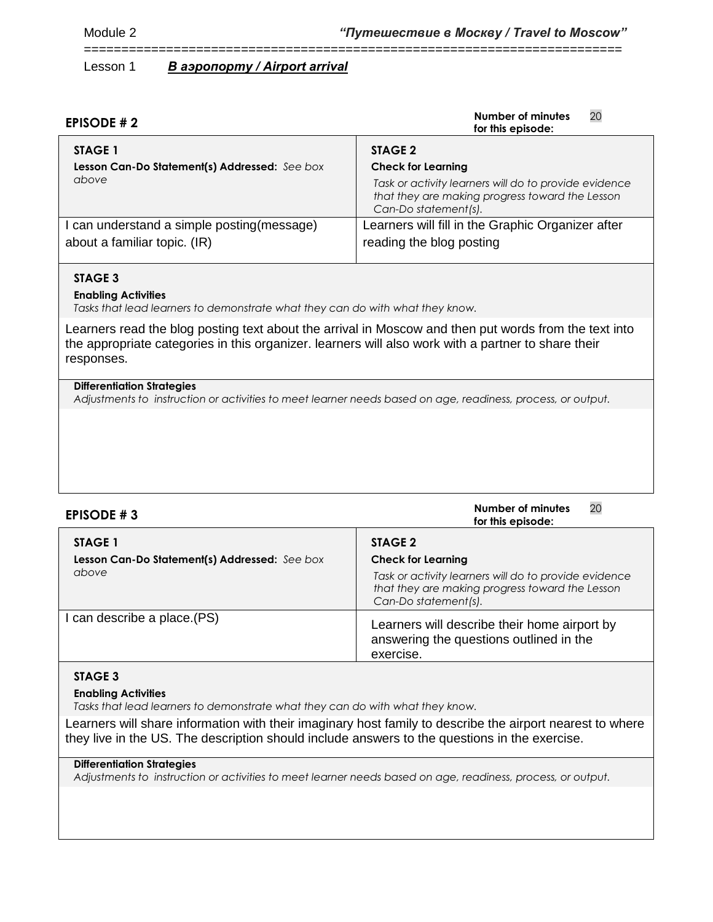Lesson 1 ***В аэропорту / Airport arrival***

## EPISODE # 2

**Number of minutes for this episode:** 20

| **STAGE 1** **Lesson Can-Do Statement(s) Addressed:** *See box above* | **STAGE 2** **Check for Learning** *Task or activity learners will do to provide evidence that they are making progress toward the Lesson Can-Do statement(s).* |
|---|---|
| I can understand a simple posting(message) about a familiar topic. (IR) | Learners will fill in the Graphic Organizer after reading the blog posting |

**STAGE 3**

**Enabling Activities**
*Tasks that lead learners to demonstrate what they can do with what they know.*

Learners read the blog posting text about the arrival in Moscow and then put words from the text into the appropriate categories in this organizer. learners will also work with a partner to share their responses.

**Differentiation Strategies**
*Adjustments to instruction or activities to meet learner needs based on age, readiness, process, or output.*

## EPISODE # 3

**Number of minutes for this episode:** 20

| **STAGE 1** **Lesson Can-Do Statement(s) Addressed:** *See box above* | **STAGE 2** **Check for Learning** *Task or activity learners will do to provide evidence that they are making progress toward the Lesson Can-Do statement(s).* |
|---|---|
| I can describe a place.(PS) | Learners will describe their home airport by answering the questions outlined in the exercise. |

**STAGE 3**

**Enabling Activities**
*Tasks that lead learners to demonstrate what they can do with what they know.*

Learners will share information with their imaginary host family to describe the airport nearest to where they live in the US. The description should include answers to the questions in the exercise.

**Differentiation Strategies**
*Adjustments to instruction or activities to meet learner needs based on age, readiness, process, or output.*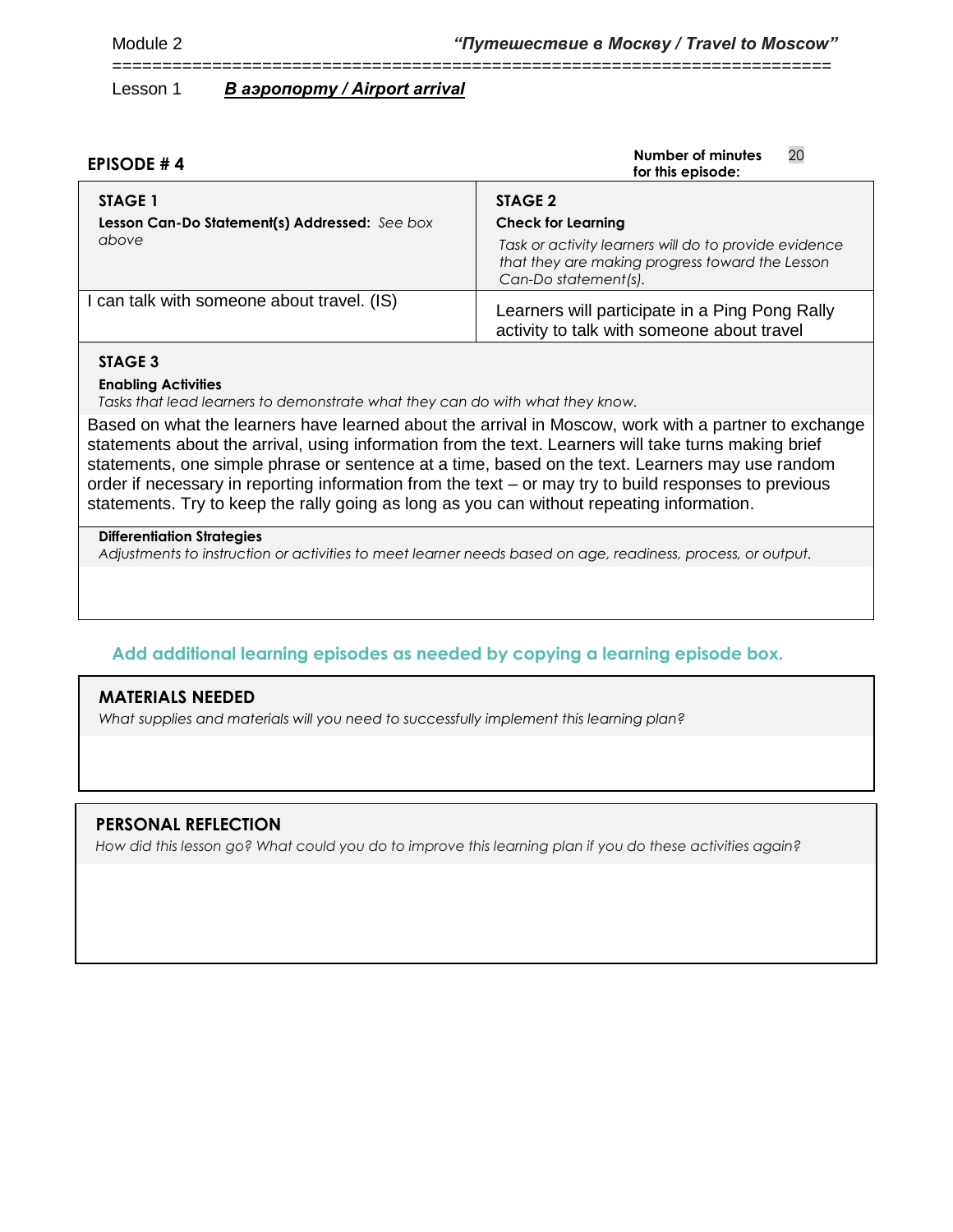Lesson 1 ***В аэропорту / Airport arrival***

**EPISODE # 4**

**Number of minutes for this episode:** 20

| **STAGE 1**<br>**Lesson Can-Do Statement(s) Addressed:** *See box above* | **STAGE 2**<br>**Check for Learning**<br>*Task or activity learners will do to provide evidence that they are making progress toward the Lesson Can-Do statement(s).* |
|---|---|
| I can talk with someone about travel. (IS) | Learners will participate in a Ping Pong Rally activity to talk with someone about travel |

**STAGE 3**

**Enabling Activities**

*Tasks that lead learners to demonstrate what they can do with what they know.*

Based on what the learners have learned about the arrival in Moscow, work with a partner to exchange statements about the arrival, using information from the text. Learners will take turns making brief statements, one simple phrase or sentence at a time, based on the text. Learners may use random order if necessary in reporting information from the text – or may try to build responses to previous statements. Try to keep the rally going as long as you can without repeating information.

**Differentiation Strategies**

*Adjustments to instruction or activities to meet learner needs based on age, readiness, process, or output.*

**Add additional learning episodes as needed by copying a learning episode box.**

## MATERIALS NEEDED

*What supplies and materials will you need to successfully implement this learning plan?*

## PERSONAL REFLECTION

*How did this lesson go? What could you do to improve this learning plan if you do these activities again?*